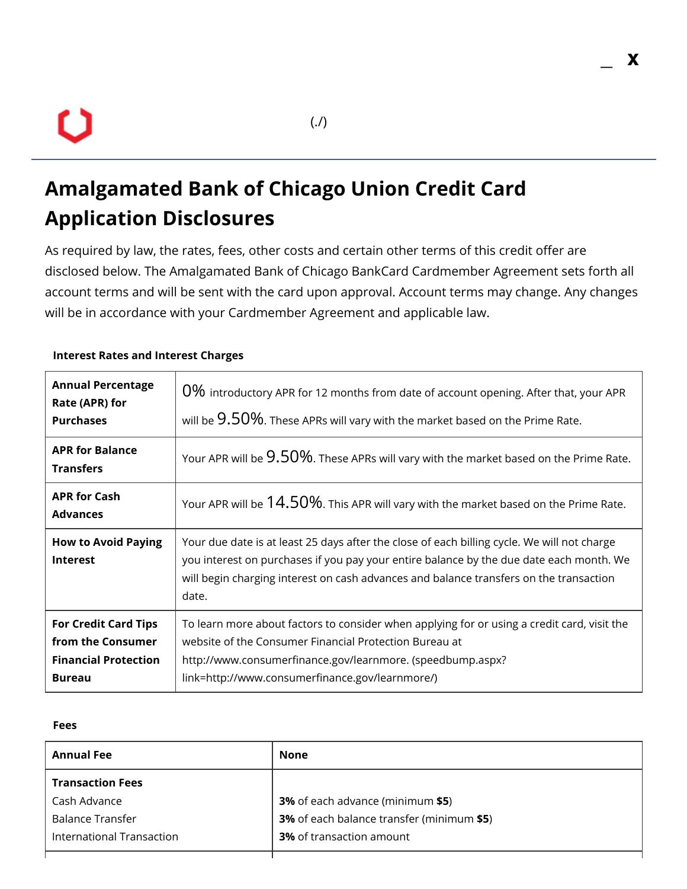(./)

# Amalgamated Bank of Chicago Union Credit Card Application Disclosures

As required by law, the rates, fees, other costs and certain other terms of this credit offer are disclosed below. The Amalgamated Bank of Chicago BankCard Cardmember Agreement sets forth all account terms and will be sent with the card upon approval. Account terms may change. Any changes will be in accordance with your Cardmember Agreement and applicable law.

**Interest Rates and Interest Charges**

| | |
|---|---|
| **Annual Percentage Rate (APR) for Purchases** | 0% introductory APR for 12 months from date of account opening. After that, your APR will be 9.50%. These APRs will vary with the market based on the Prime Rate. |
| **APR for Balance Transfers** | Your APR will be 9.50%. These APRs will vary with the market based on the Prime Rate. |
| **APR for Cash Advances** | Your APR will be 14.50%. This APR will vary with the market based on the Prime Rate. |
| **How to Avoid Paying Interest** | Your due date is at least 25 days after the close of each billing cycle. We will not charge you interest on purchases if you pay your entire balance by the due date each month. We will begin charging interest on cash advances and balance transfers on the transaction date. |
| **For Credit Card Tips from the Consumer Financial Protection Bureau** | To learn more about factors to consider when applying for or using a credit card, visit the website of the Consumer Financial Protection Bureau at http://www.consumerfinance.gov/learnmore. (speedbump.aspx?link=http://www.consumerfinance.gov/learnmore/) |

**Fees**

| **Annual Fee** | **None** |
|---|---|
| **Transaction Fees**<br>Cash Advance<br>Balance Transfer<br>International Transaction | <br>**3%** of each advance (minimum **$5**)<br>**3%** of each balance transfer (minimum **$5**)<br>**3%** of transaction amount |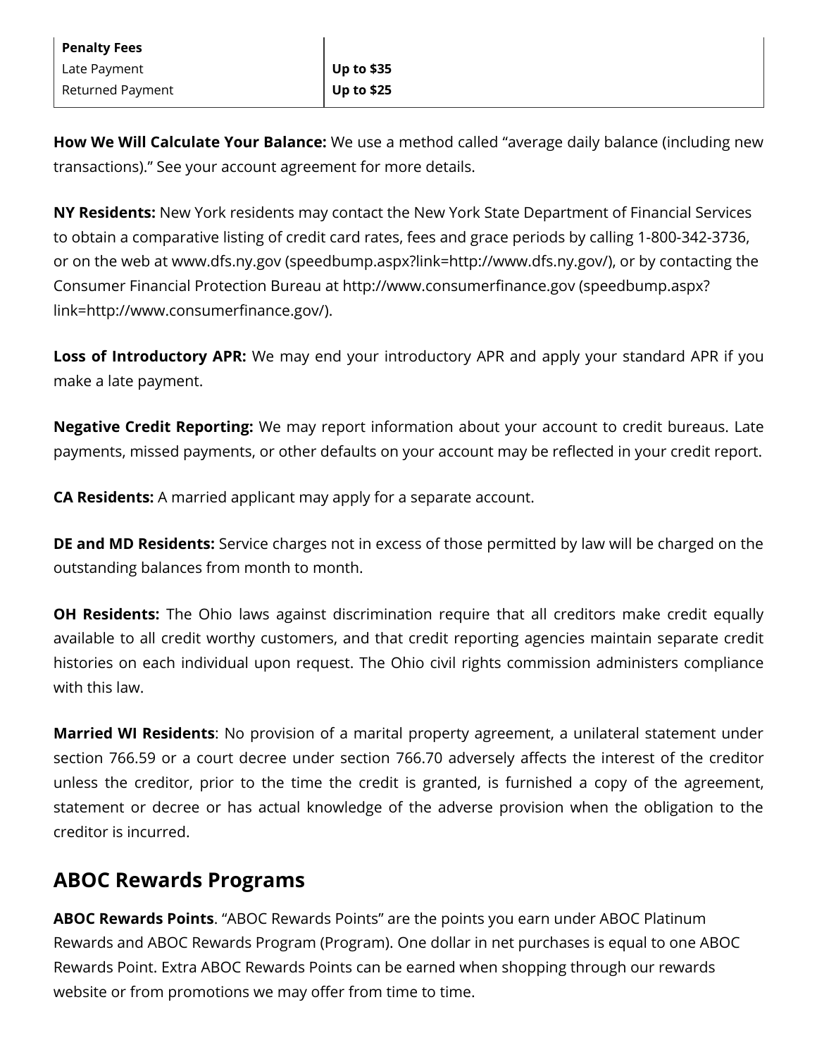| Penalty Fees | |
| --- | --- |
| Late Payment | **Up to $35** |
| Returned Payment | **Up to $25** |

**How We Will Calculate Your Balance:** We use a method called "average daily balance (including new transactions)." See your account agreement for more details.

**NY Residents:** New York residents may contact the New York State Department of Financial Services to obtain a comparative listing of credit card rates, fees and grace periods by calling 1-800-342-3736, or on the web at www.dfs.ny.gov (speedbump.aspx?link=http://www.dfs.ny.gov/), or by contacting the Consumer Financial Protection Bureau at http://www.consumerfinance.gov (speedbump.aspx?link=http://www.consumerfinance.gov/).

**Loss of Introductory APR:** We may end your introductory APR and apply your standard APR if you make a late payment.

**Negative Credit Reporting:** We may report information about your account to credit bureaus. Late payments, missed payments, or other defaults on your account may be reflected in your credit report.

**CA Residents:** A married applicant may apply for a separate account.

**DE and MD Residents:** Service charges not in excess of those permitted by law will be charged on the outstanding balances from month to month.

**OH Residents:** The Ohio laws against discrimination require that all creditors make credit equally available to all credit worthy customers, and that credit reporting agencies maintain separate credit histories on each individual upon request. The Ohio civil rights commission administers compliance with this law.

**Married WI Residents**: No provision of a marital property agreement, a unilateral statement under section 766.59 or a court decree under section 766.70 adversely affects the interest of the creditor unless the creditor, prior to the time the credit is granted, is furnished a copy of the agreement, statement or decree or has actual knowledge of the adverse provision when the obligation to the creditor is incurred.

## ABOC Rewards Programs

**ABOC Rewards Points**. "ABOC Rewards Points" are the points you earn under ABOC Platinum Rewards and ABOC Rewards Program (Program). One dollar in net purchases is equal to one ABOC Rewards Point. Extra ABOC Rewards Points can be earned when shopping through our rewards website or from promotions we may offer from time to time.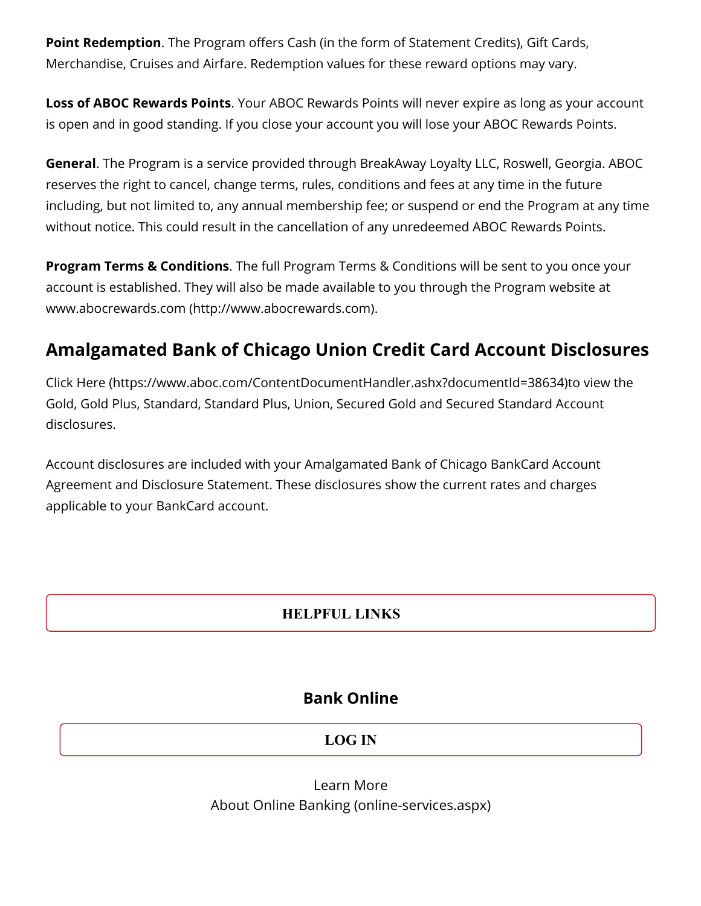**Point Redemption**. The Program offers Cash (in the form of Statement Credits), Gift Cards, Merchandise, Cruises and Airfare. Redemption values for these reward options may vary.

**Loss of ABOC Rewards Points**. Your ABOC Rewards Points will never expire as long as your account is open and in good standing. If you close your account you will lose your ABOC Rewards Points.

**General**. The Program is a service provided through BreakAway Loyalty LLC, Roswell, Georgia. ABOC reserves the right to cancel, change terms, rules, conditions and fees at any time in the future including, but not limited to, any annual membership fee; or suspend or end the Program at any time without notice. This could result in the cancellation of any unredeemed ABOC Rewards Points.

**Program Terms & Conditions**. The full Program Terms & Conditions will be sent to you once your account is established. They will also be made available to you through the Program website at www.abocrewards.com (http://www.abocrewards.com).

## Amalgamated Bank of Chicago Union Credit Card Account Disclosures

Click Here (https://www.aboc.com/ContentDocumentHandler.ashx?documentId=38634)to view the Gold, Gold Plus, Standard, Standard Plus, Union, Secured Gold and Secured Standard Account disclosures.

Account disclosures are included with your Amalgamated Bank of Chicago BankCard Account Agreement and Disclosure Statement. These disclosures show the current rates and charges applicable to your BankCard account.

HELPFUL LINKS

**Bank Online**

LOG IN

Learn More
About Online Banking (online-services.aspx)